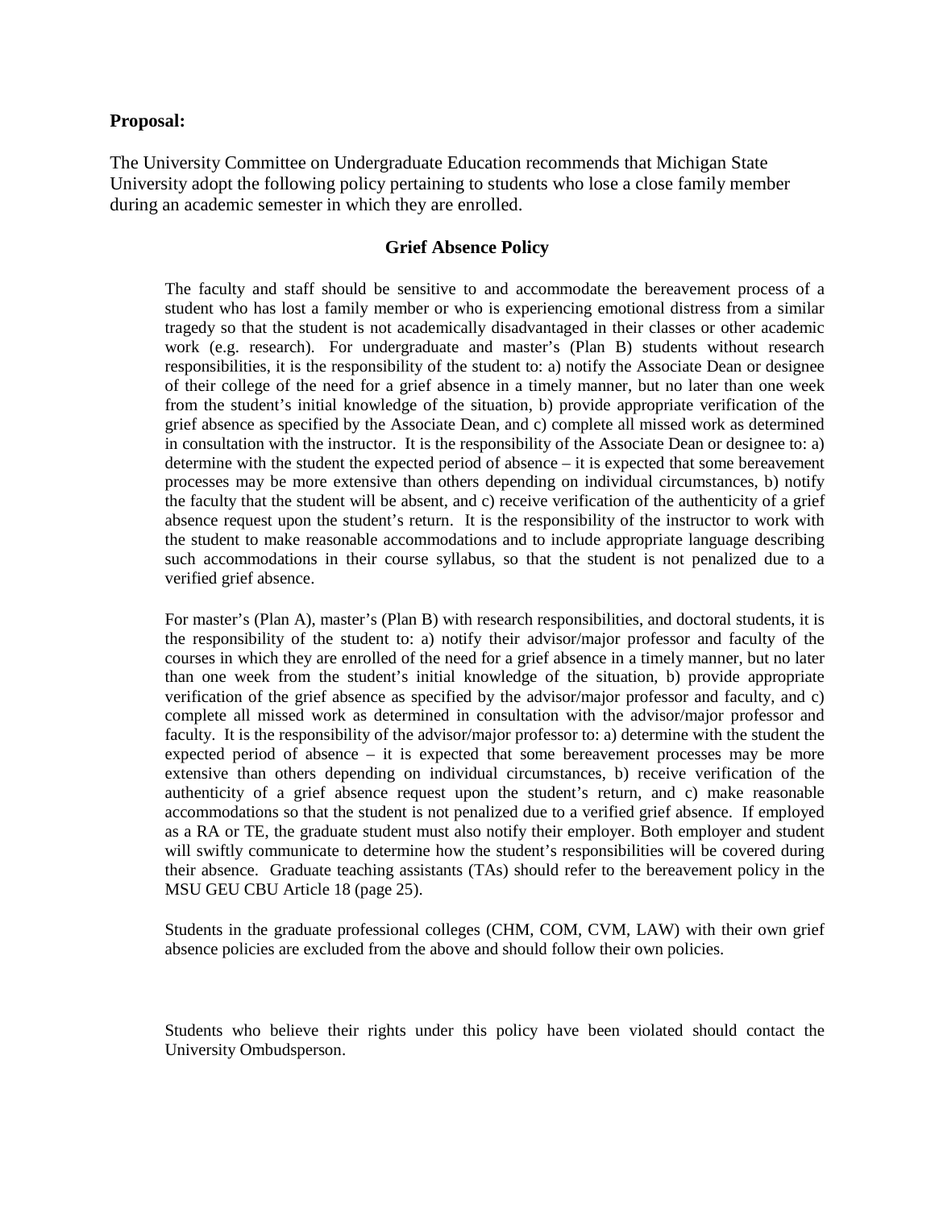**Proposal:**

The University Committee on Undergraduate Education recommends that Michigan State University adopt the following policy pertaining to students who lose a close family member during an academic semester in which they are enrolled.

## Grief Absence Policy

The faculty and staff should be sensitive to and accommodate the bereavement process of a student who has lost a family member or who is experiencing emotional distress from a similar tragedy so that the student is not academically disadvantaged in their classes or other academic work (e.g. research). For undergraduate and master's (Plan B) students without research responsibilities, it is the responsibility of the student to: a) notify the Associate Dean or designee of their college of the need for a grief absence in a timely manner, but no later than one week from the student's initial knowledge of the situation, b) provide appropriate verification of the grief absence as specified by the Associate Dean, and c) complete all missed work as determined in consultation with the instructor. It is the responsibility of the Associate Dean or designee to: a) determine with the student the expected period of absence – it is expected that some bereavement processes may be more extensive than others depending on individual circumstances, b) notify the faculty that the student will be absent, and c) receive verification of the authenticity of a grief absence request upon the student's return. It is the responsibility of the instructor to work with the student to make reasonable accommodations and to include appropriate language describing such accommodations in their course syllabus, so that the student is not penalized due to a verified grief absence.

For master's (Plan A), master's (Plan B) with research responsibilities, and doctoral students, it is the responsibility of the student to: a) notify their advisor/major professor and faculty of the courses in which they are enrolled of the need for a grief absence in a timely manner, but no later than one week from the student's initial knowledge of the situation, b) provide appropriate verification of the grief absence as specified by the advisor/major professor and faculty, and c) complete all missed work as determined in consultation with the advisor/major professor and faculty. It is the responsibility of the advisor/major professor to: a) determine with the student the expected period of absence – it is expected that some bereavement processes may be more extensive than others depending on individual circumstances, b) receive verification of the authenticity of a grief absence request upon the student's return, and c) make reasonable accommodations so that the student is not penalized due to a verified grief absence. If employed as a RA or TE, the graduate student must also notify their employer. Both employer and student will swiftly communicate to determine how the student's responsibilities will be covered during their absence. Graduate teaching assistants (TAs) should refer to the bereavement policy in the MSU GEU CBU Article 18 (page 25).

Students in the graduate professional colleges (CHM, COM, CVM, LAW) with their own grief absence policies are excluded from the above and should follow their own policies.

Students who believe their rights under this policy have been violated should contact the University Ombudsperson.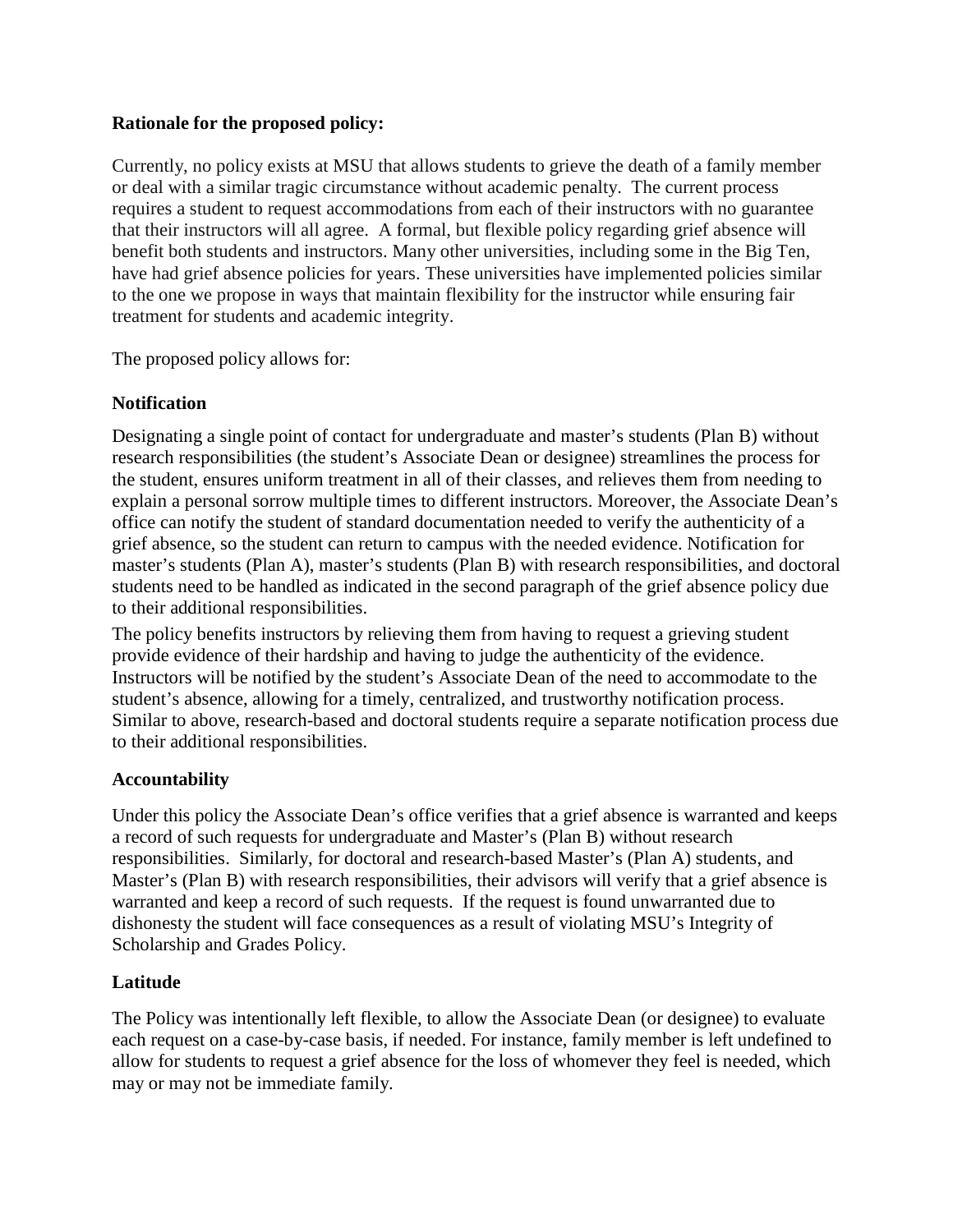**Rationale for the proposed policy:**

Currently, no policy exists at MSU that allows students to grieve the death of a family member or deal with a similar tragic circumstance without academic penalty. The current process requires a student to request accommodations from each of their instructors with no guarantee that their instructors will all agree. A formal, but flexible policy regarding grief absence will benefit both students and instructors. Many other universities, including some in the Big Ten, have had grief absence policies for years. These universities have implemented policies similar to the one we propose in ways that maintain flexibility for the instructor while ensuring fair treatment for students and academic integrity.

The proposed policy allows for:

**Notification**

Designating a single point of contact for undergraduate and master's students (Plan B) without research responsibilities (the student's Associate Dean or designee) streamlines the process for the student, ensures uniform treatment in all of their classes, and relieves them from needing to explain a personal sorrow multiple times to different instructors. Moreover, the Associate Dean's office can notify the student of standard documentation needed to verify the authenticity of a grief absence, so the student can return to campus with the needed evidence. Notification for master's students (Plan A), master's students (Plan B) with research responsibilities, and doctoral students need to be handled as indicated in the second paragraph of the grief absence policy due to their additional responsibilities.

The policy benefits instructors by relieving them from having to request a grieving student provide evidence of their hardship and having to judge the authenticity of the evidence. Instructors will be notified by the student's Associate Dean of the need to accommodate to the student's absence, allowing for a timely, centralized, and trustworthy notification process. Similar to above, research-based and doctoral students require a separate notification process due to their additional responsibilities.

**Accountability**

Under this policy the Associate Dean's office verifies that a grief absence is warranted and keeps a record of such requests for undergraduate and Master's (Plan B) without research responsibilities. Similarly, for doctoral and research-based Master's (Plan A) students, and Master's (Plan B) with research responsibilities, their advisors will verify that a grief absence is warranted and keep a record of such requests. If the request is found unwarranted due to dishonesty the student will face consequences as a result of violating MSU's Integrity of Scholarship and Grades Policy.

**Latitude**

The Policy was intentionally left flexible, to allow the Associate Dean (or designee) to evaluate each request on a case-by-case basis, if needed. For instance, family member is left undefined to allow for students to request a grief absence for the loss of whomever they feel is needed, which may or may not be immediate family.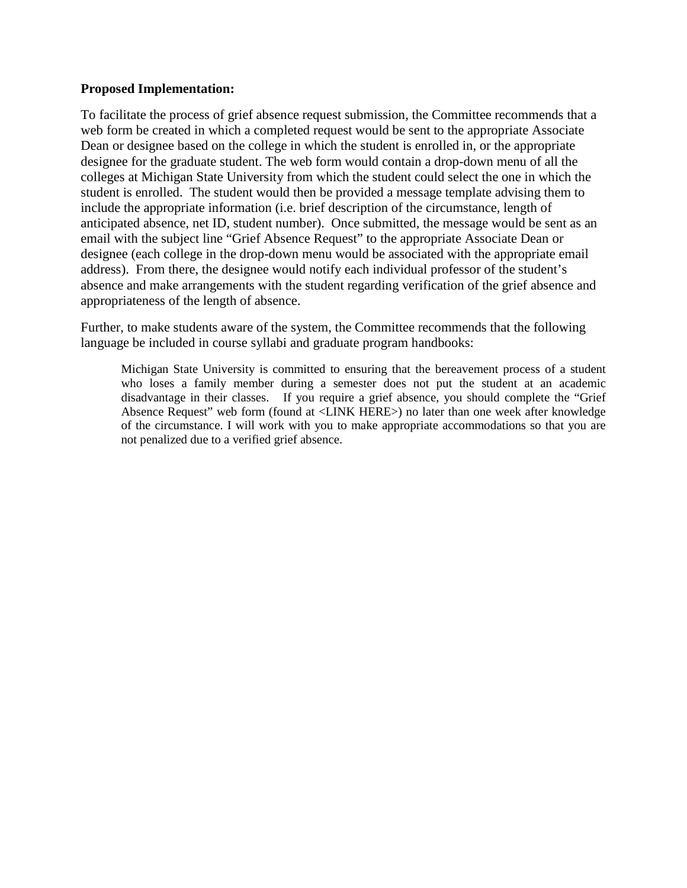**Proposed Implementation:**

To facilitate the process of grief absence request submission, the Committee recommends that a web form be created in which a completed request would be sent to the appropriate Associate Dean or designee based on the college in which the student is enrolled in, or the appropriate designee for the graduate student. The web form would contain a drop-down menu of all the colleges at Michigan State University from which the student could select the one in which the student is enrolled. The student would then be provided a message template advising them to include the appropriate information (i.e. brief description of the circumstance, length of anticipated absence, net ID, student number). Once submitted, the message would be sent as an email with the subject line "Grief Absence Request" to the appropriate Associate Dean or designee (each college in the drop-down menu would be associated with the appropriate email address). From there, the designee would notify each individual professor of the student's absence and make arrangements with the student regarding verification of the grief absence and appropriateness of the length of absence.

Further, to make students aware of the system, the Committee recommends that the following language be included in course syllabi and graduate program handbooks:

> Michigan State University is committed to ensuring that the bereavement process of a student who loses a family member during a semester does not put the student at an academic disadvantage in their classes. If you require a grief absence, you should complete the "Grief Absence Request" web form (found at <LINK HERE>) no later than one week after knowledge of the circumstance. I will work with you to make appropriate accommodations so that you are not penalized due to a verified grief absence.